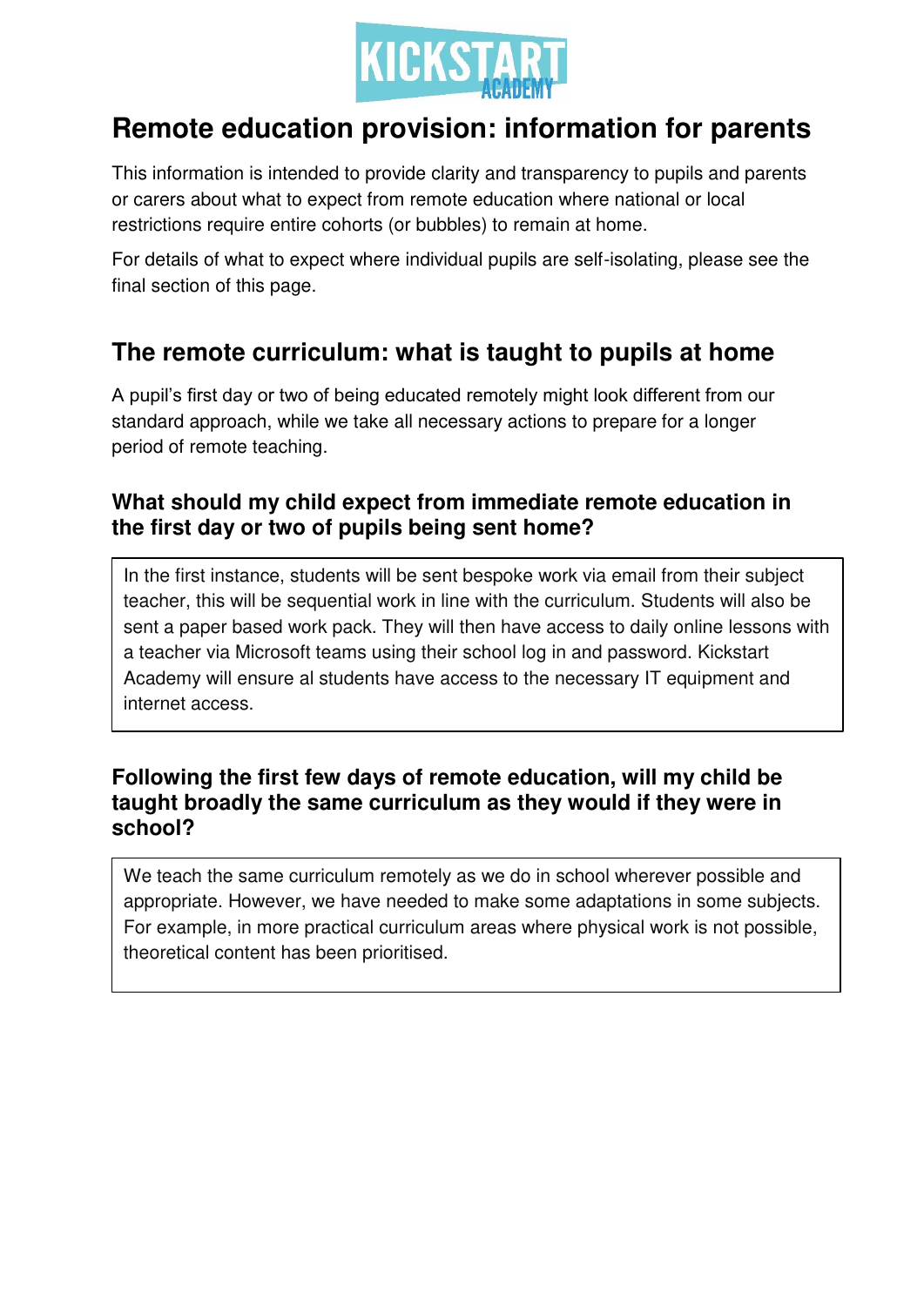KICKSTART ACADEMY

# Remote education provision: information for parents

This information is intended to provide clarity and transparency to pupils and parents or carers about what to expect from remote education where national or local restrictions require entire cohorts (or bubbles) to remain at home.

For details of what to expect where individual pupils are self-isolating, please see the final section of this page.

## The remote curriculum: what is taught to pupils at home

A pupil's first day or two of being educated remotely might look different from our standard approach, while we take all necessary actions to prepare for a longer period of remote teaching.

### What should my child expect from immediate remote education in the first day or two of pupils being sent home?

In the first instance, students will be sent bespoke work via email from their subject teacher, this will be sequential work in line with the curriculum. Students will also be sent a paper based work pack. They will then have access to daily online lessons with a teacher via Microsoft teams using their school log in and password. Kickstart Academy will ensure al students have access to the necessary IT equipment and internet access.

### Following the first few days of remote education, will my child be taught broadly the same curriculum as they would if they were in school?

We teach the same curriculum remotely as we do in school wherever possible and appropriate. However, we have needed to make some adaptations in some subjects. For example, in more practical curriculum areas where physical work is not possible, theoretical content has been prioritised.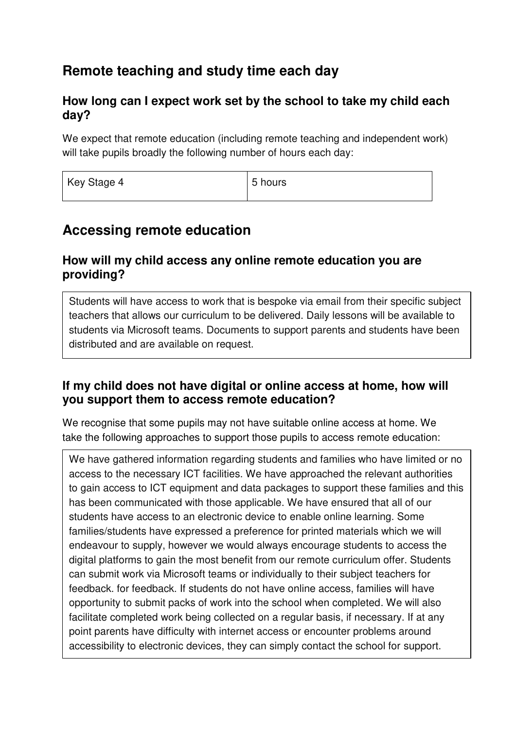## Remote teaching and study time each day

### How long can I expect work set by the school to take my child each day?

We expect that remote education (including remote teaching and independent work) will take pupils broadly the following number of hours each day:

| Key Stage 4 | 5 hours |
| --- | --- |

## Accessing remote education

### How will my child access any online remote education you are providing?

Students will have access to work that is bespoke via email from their specific subject teachers that allows our curriculum to be delivered. Daily lessons will be available to students via Microsoft teams. Documents to support parents and students have been distributed and are available on request.

### If my child does not have digital or online access at home, how will you support them to access remote education?

We recognise that some pupils may not have suitable online access at home. We take the following approaches to support those pupils to access remote education:

We have gathered information regarding students and families who have limited or no access to the necessary ICT facilities. We have approached the relevant authorities to gain access to ICT equipment and data packages to support these families and this has been communicated with those applicable. We have ensured that all of our students have access to an electronic device to enable online learning. Some families/students have expressed a preference for printed materials which we will endeavour to supply, however we would always encourage students to access the digital platforms to gain the most benefit from our remote curriculum offer. Students can submit work via Microsoft teams or individually to their subject teachers for feedback. for feedback. If students do not have online access, families will have opportunity to submit packs of work into the school when completed. We will also facilitate completed work being collected on a regular basis, if necessary. If at any point parents have difficulty with internet access or encounter problems around accessibility to electronic devices, they can simply contact the school for support.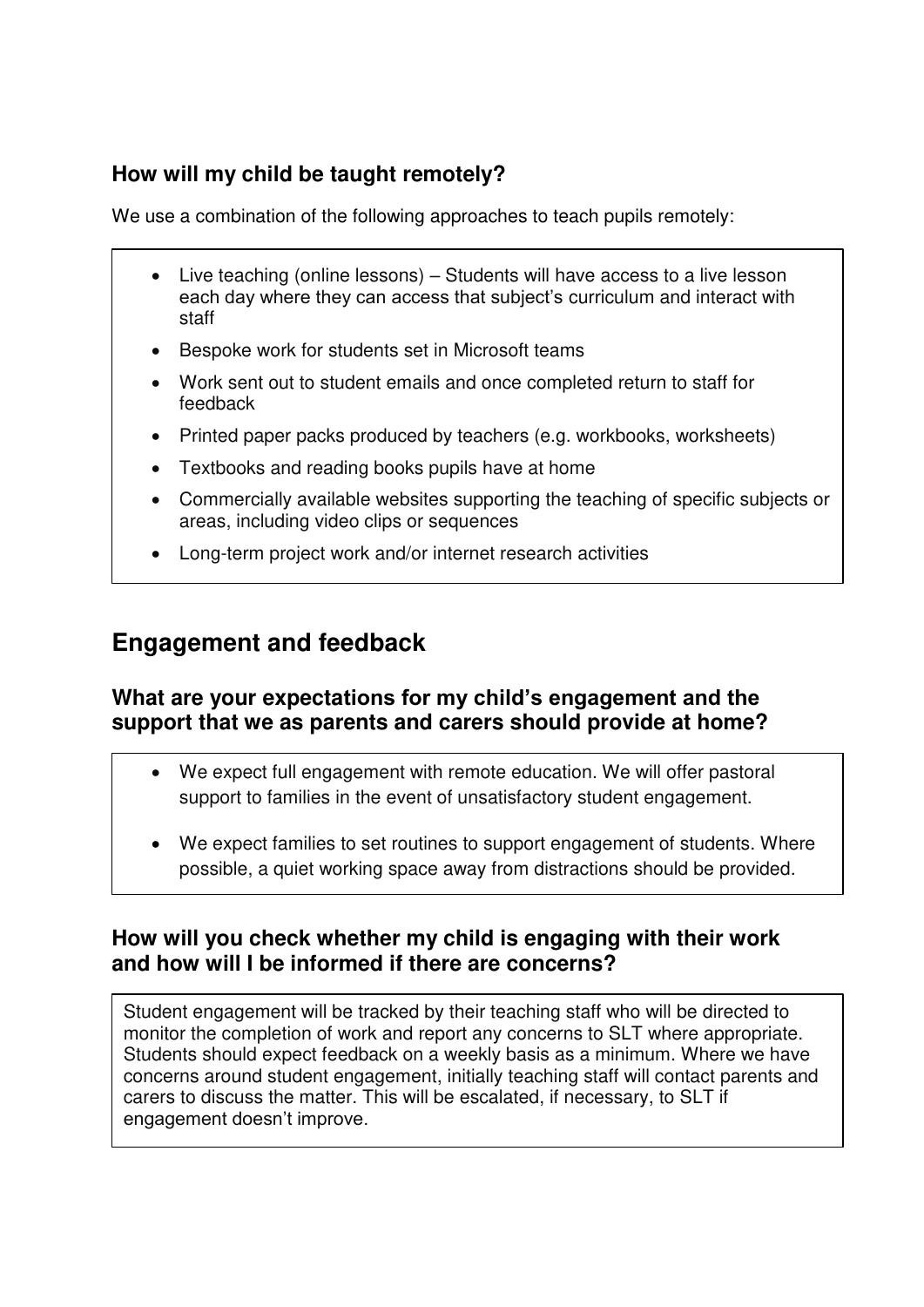### How will my child be taught remotely?

We use a combination of the following approaches to teach pupils remotely:

- Live teaching (online lessons) – Students will have access to a live lesson each day where they can access that subject's curriculum and interact with staff
- Bespoke work for students set in Microsoft teams
- Work sent out to student emails and once completed return to staff for feedback
- Printed paper packs produced by teachers (e.g. workbooks, worksheets)
- Textbooks and reading books pupils have at home
- Commercially available websites supporting the teaching of specific subjects or areas, including video clips or sequences
- Long-term project work and/or internet research activities

## Engagement and feedback

### What are your expectations for my child's engagement and the support that we as parents and carers should provide at home?

- We expect full engagement with remote education. We will offer pastoral support to families in the event of unsatisfactory student engagement.
- We expect families to set routines to support engagement of students. Where possible, a quiet working space away from distractions should be provided.

### How will you check whether my child is engaging with their work and how will I be informed if there are concerns?

Student engagement will be tracked by their teaching staff who will be directed to monitor the completion of work and report any concerns to SLT where appropriate. Students should expect feedback on a weekly basis as a minimum. Where we have concerns around student engagement, initially teaching staff will contact parents and carers to discuss the matter. This will be escalated, if necessary, to SLT if engagement doesn't improve.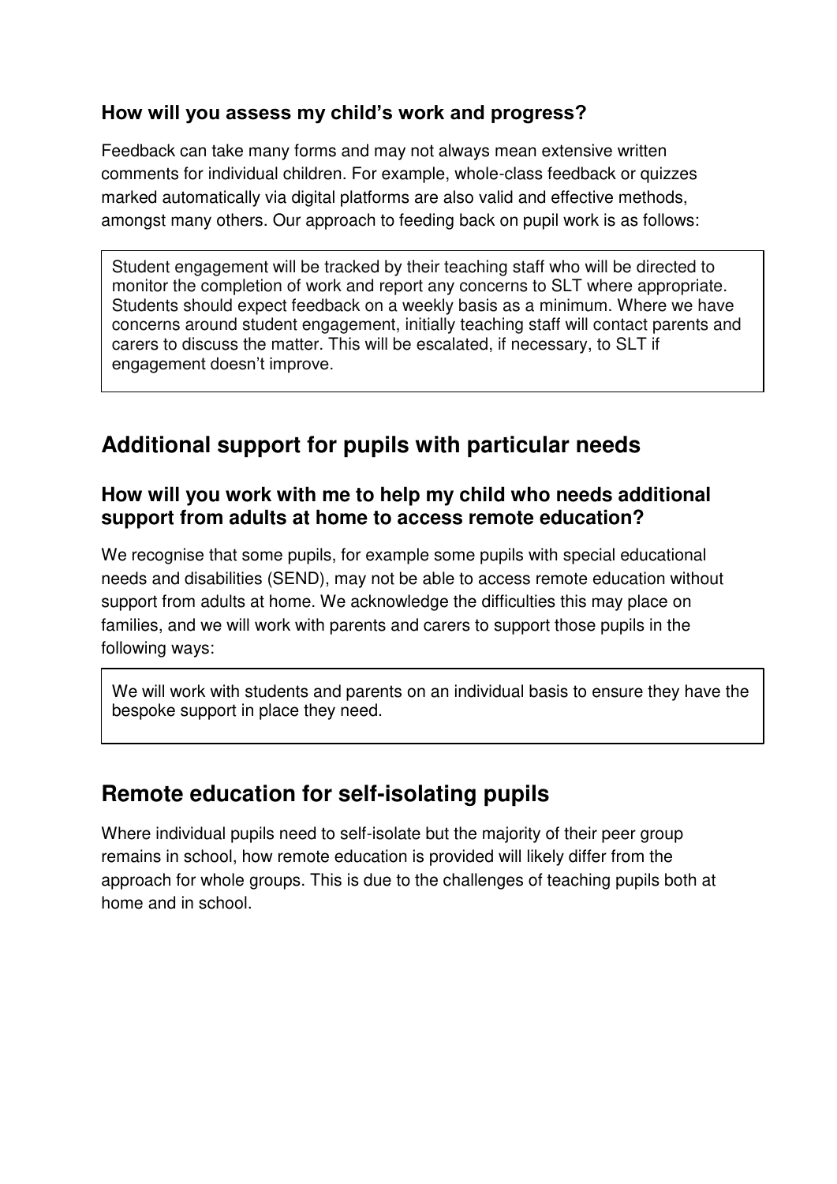### How will you assess my child's work and progress?

Feedback can take many forms and may not always mean extensive written comments for individual children. For example, whole-class feedback or quizzes marked automatically via digital platforms are also valid and effective methods, amongst many others. Our approach to feeding back on pupil work is as follows:

> Student engagement will be tracked by their teaching staff who will be directed to monitor the completion of work and report any concerns to SLT where appropriate. Students should expect feedback on a weekly basis as a minimum. Where we have concerns around student engagement, initially teaching staff will contact parents and carers to discuss the matter. This will be escalated, if necessary, to SLT if engagement doesn't improve.

## Additional support for pupils with particular needs

### How will you work with me to help my child who needs additional support from adults at home to access remote education?

We recognise that some pupils, for example some pupils with special educational needs and disabilities (SEND), may not be able to access remote education without support from adults at home. We acknowledge the difficulties this may place on families, and we will work with parents and carers to support those pupils in the following ways:

> We will work with students and parents on an individual basis to ensure they have the bespoke support in place they need.

## Remote education for self-isolating pupils

Where individual pupils need to self-isolate but the majority of their peer group remains in school, how remote education is provided will likely differ from the approach for whole groups. This is due to the challenges of teaching pupils both at home and in school.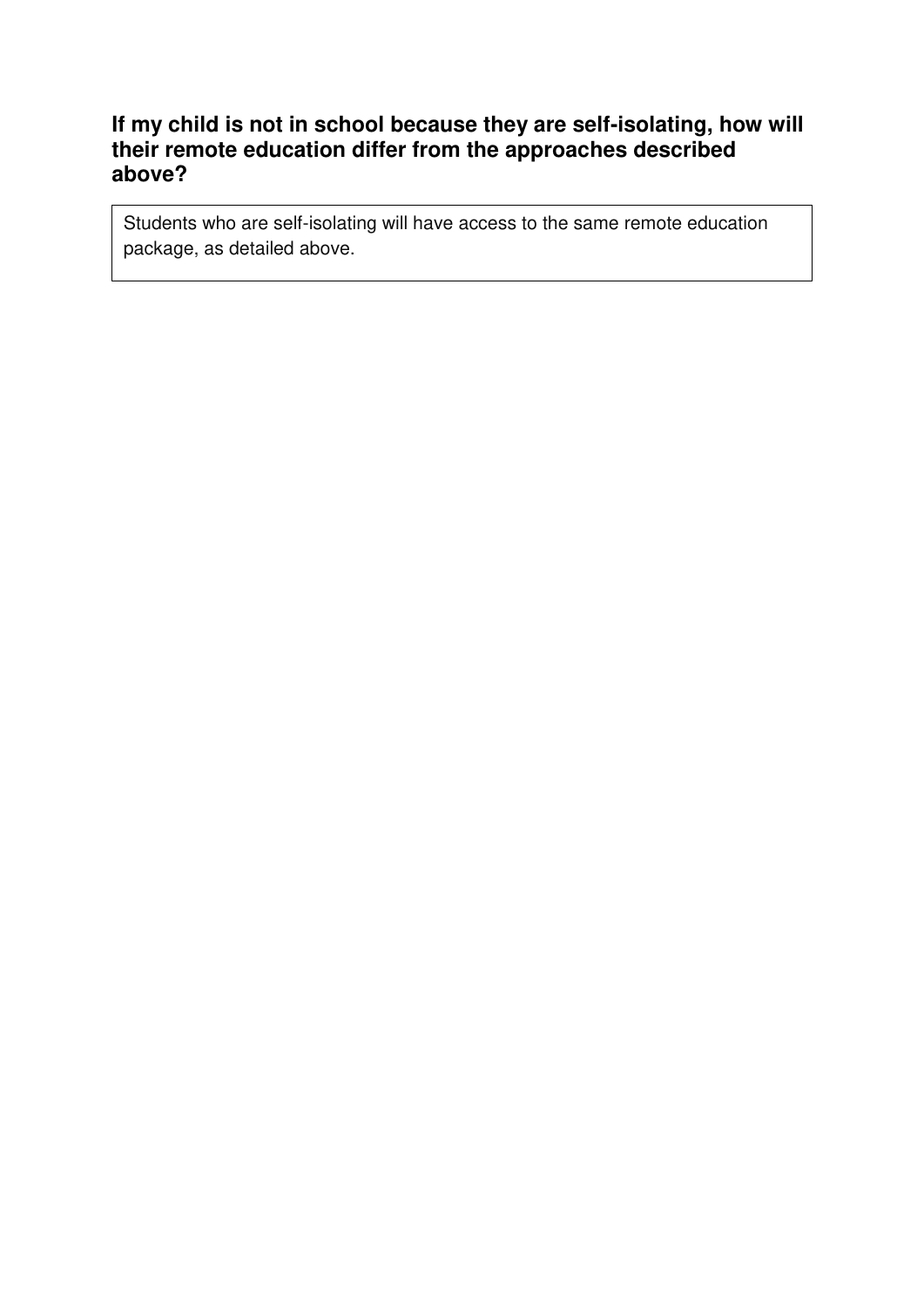### If my child is not in school because they are self-isolating, how will their remote education differ from the approaches described above?

Students who are self-isolating will have access to the same remote education package, as detailed above.